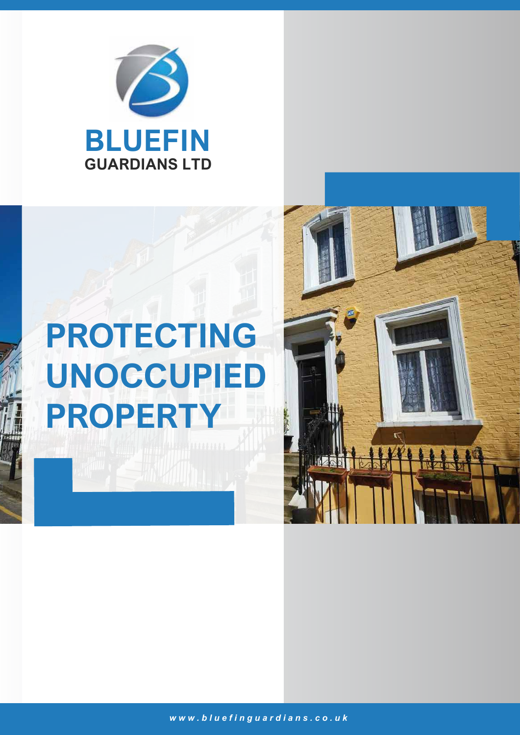**BLUEFIN**
**GUARDIANS LTD**

# PROTECTING UNOCCUPIED PROPERTY

*www.bluefinguardians.co.uk*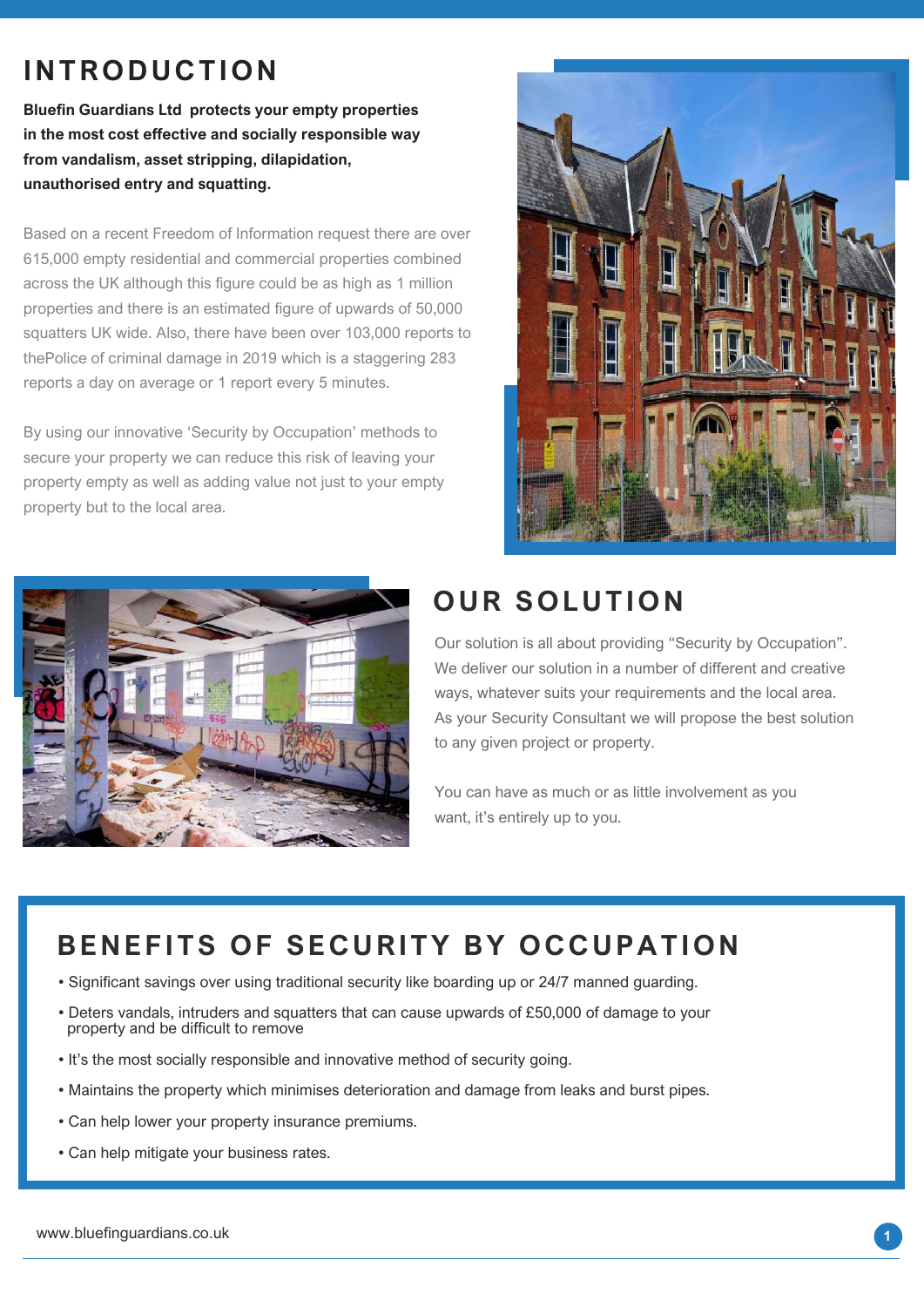# INTRODUCTION

**Bluefin Guardians Ltd protects your empty properties in the most cost effective and socially responsible way from vandalism, asset stripping, dilapidation, unauthorised entry and squatting.**

Based on a recent Freedom of Information request there are over 615,000 empty residential and commercial properties combined across the UK although this figure could be as high as 1 million properties and there is an estimated figure of upwards of 50,000 squatters UK wide. Also, there have been over 103,000 reports to thePolice of criminal damage in 2019 which is a staggering 283 reports a day on average or 1 report every 5 minutes.

By using our innovative 'Security by Occupation' methods to secure your property we can reduce this risk of leaving your property empty as well as adding value not just to your empty property but to the local area.

# OUR SOLUTION

Our solution is all about providing "Security by Occupation". We deliver our solution in a number of different and creative ways, whatever suits your requirements and the local area. As your Security Consultant we will propose the best solution to any given project or property.

You can have as much or as little involvement as you want, it's entirely up to you.

# BENEFITS OF SECURITY BY OCCUPATION

- Significant savings over using traditional security like boarding up or 24/7 manned guarding.
- Deters vandals, intruders and squatters that can cause upwards of £50,000 of damage to your property and be difficult to remove
- It's the most socially responsible and innovative method of security going.
- Maintains the property which minimises deterioration and damage from leaks and burst pipes.
- Can help lower your property insurance premiums.
- Can help mitigate your business rates.

www.bluefinguardians.co.uk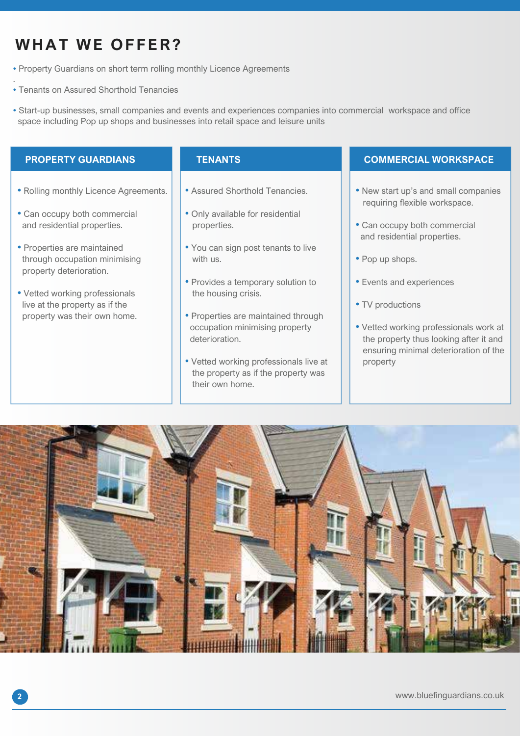# WHAT WE OFFER?

- Property Guardians on short term rolling monthly Licence Agreements
- Tenants on Assured Shorthold Tenancies
- Start-up businesses, small companies and events and experiences companies into commercial workspace and office space including Pop up shops and businesses into retail space and leisure units

## PROPERTY GUARDIANS

- Rolling monthly Licence Agreements.
- Can occupy both commercial and residential properties.
- Properties are maintained through occupation minimising property deterioration.
- Vetted working professionals live at the property as if the property was their own home.

## TENANTS

- Assured Shorthold Tenancies.
- Only available for residential properties.
- You can sign post tenants to live with us.
- Provides a temporary solution to the housing crisis.
- Properties are maintained through occupation minimising property deterioration.
- Vetted working professionals live at the property as if the property was their own home.

## COMMERCIAL WORKSPACE

- New start up's and small companies requiring flexible workspace.
- Can occupy both commercial and residential properties.
- Pop up shops.
- Events and experiences
- TV productions
- Vetted working professionals work at the property thus looking after it and ensuring minimal deterioration of the property

www.bluefinguardians.co.uk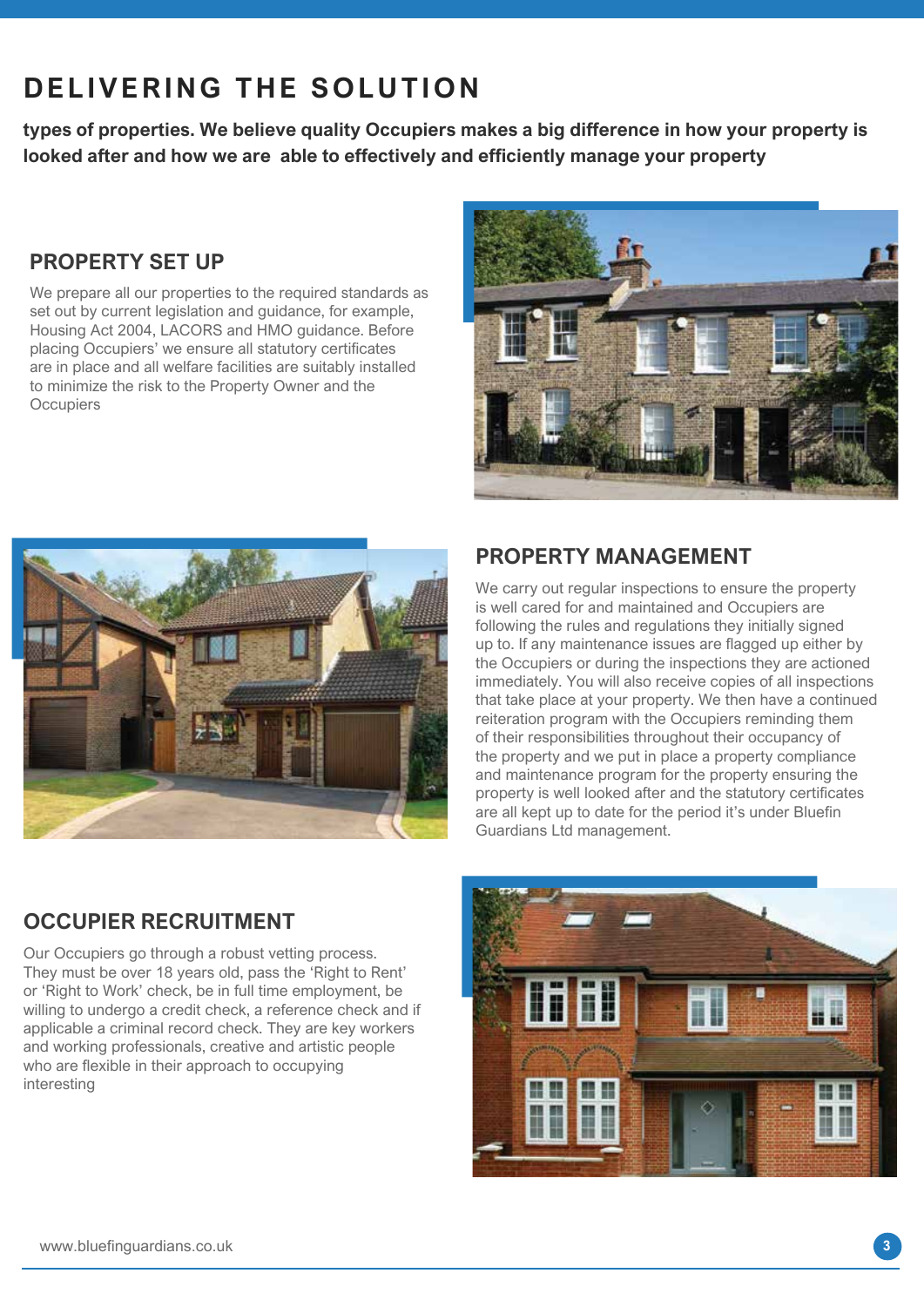# DELIVERING THE SOLUTION

**types of properties. We believe quality Occupiers makes a big difference in how your property is looked after and how we are  able to effectively and efficiently manage your property**

## PROPERTY SET UP

We prepare all our properties to the required standards as set out by current legislation and guidance, for example, Housing Act 2004, LACORS and HMO guidance. Before placing Occupiers' we ensure all statutory certificates are in place and all welfare facilities are suitably installed to minimize the risk to the Property Owner and the Occupiers

## PROPERTY MANAGEMENT

We carry out regular inspections to ensure the property is well cared for and maintained and Occupiers are following the rules and regulations they initially signed up to. If any maintenance issues are flagged up either by the Occupiers or during the inspections they are actioned immediately. You will also receive copies of all inspections that take place at your property. We then have a continued reiteration program with the Occupiers reminding them of their responsibilities throughout their occupancy of the property and we put in place a property compliance and maintenance program for the property ensuring the property is well looked after and the statutory certificates are all kept up to date for the period it's under Bluefin Guardians Ltd management.

## OCCUPIER RECRUITMENT

Our Occupiers go through a robust vetting process. They must be over 18 years old, pass the 'Right to Rent' or 'Right to Work' check, be in full time employment, be willing to undergo a credit check, a reference check and if applicable a criminal record check. They are key workers and working professionals, creative and artistic people who are flexible in their approach to occupying interesting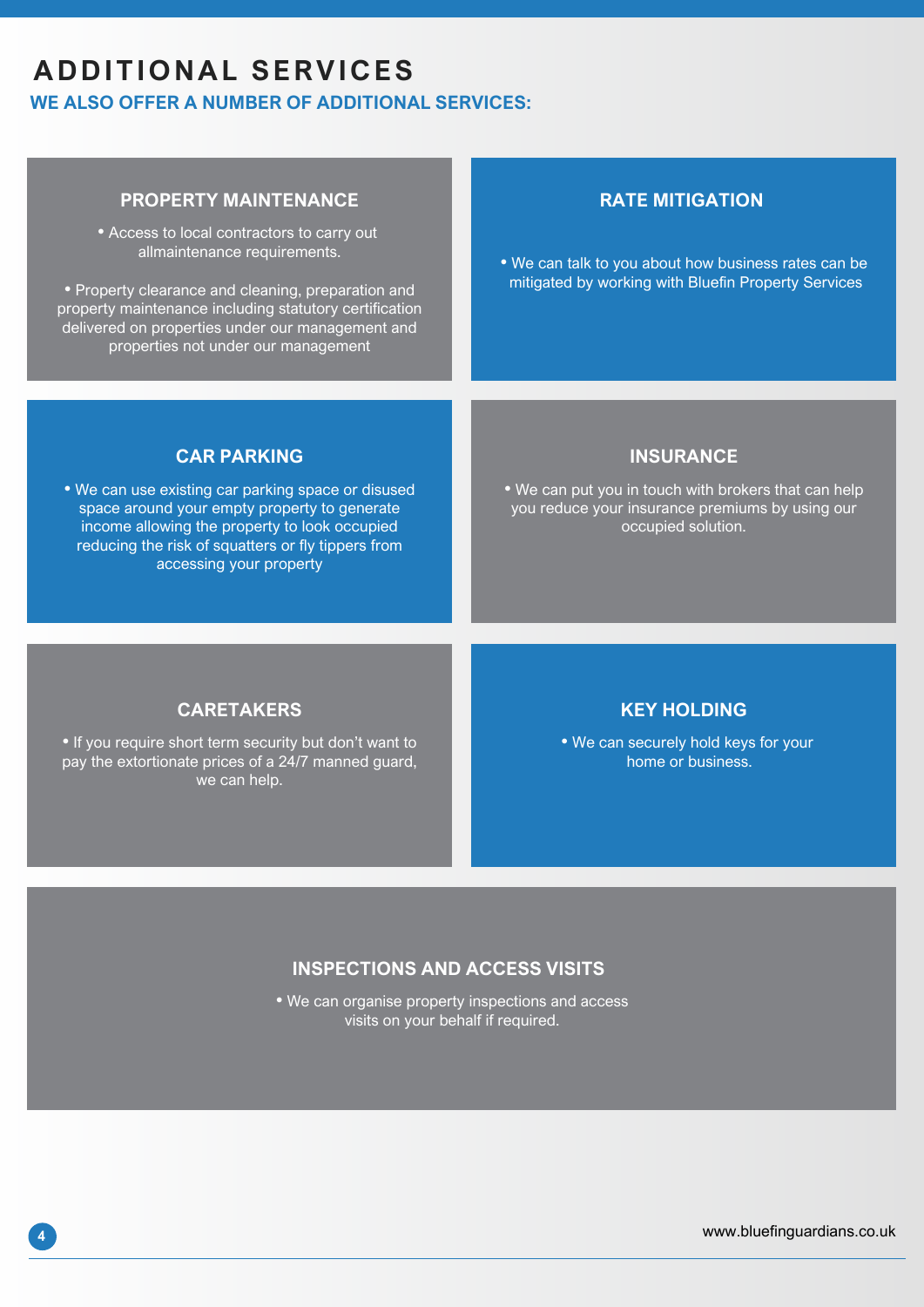# ADDITIONAL SERVICES

## WE ALSO OFFER A NUMBER OF ADDITIONAL SERVICES:

### PROPERTY MAINTENANCE

- Access to local contractors to carry out allmaintenance requirements.
- Property clearance and cleaning, preparation and property maintenance including statutory certification delivered on properties under our management and properties not under our management

### RATE MITIGATION

- We can talk to you about how business rates can be mitigated by working with Bluefin Property Services

### CAR PARKING

- We can use existing car parking space or disused space around your empty property to generate income allowing the property to look occupied reducing the risk of squatters or fly tippers from accessing your property

### INSURANCE

- We can put you in touch with brokers that can help you reduce your insurance premiums by using our occupied solution.

### CARETAKERS

- If you require short term security but don't want to pay the extortionate prices of a 24/7 manned guard, we can help.

### KEY HOLDING

- We can securely hold keys for your home or business.

### INSPECTIONS AND ACCESS VISITS

- We can organise property inspections and access visits on your behalf if required.

www.bluefinguardians.co.uk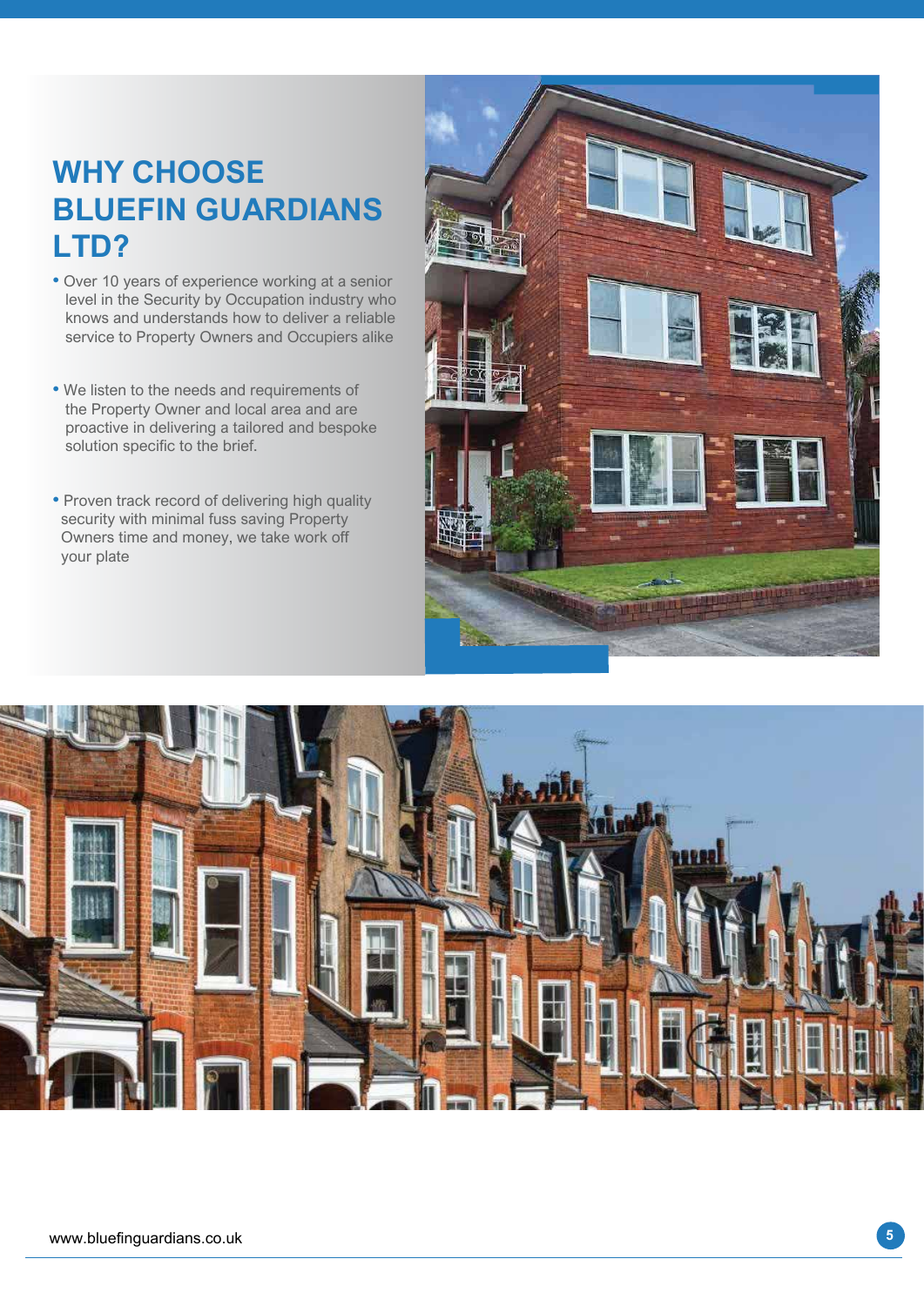# WHY CHOOSE BLUEFIN GUARDIANS LTD?

- Over 10 years of experience working at a senior level in the Security by Occupation industry who knows and understands how to deliver a reliable service to Property Owners and Occupiers alike
- We listen to the needs and requirements of the Property Owner and local area and are proactive in delivering a tailored and bespoke solution specific to the brief.
- Proven track record of delivering high quality security with minimal fuss saving Property Owners time and money, we take work off your plate

www.bluefinguardians.co.uk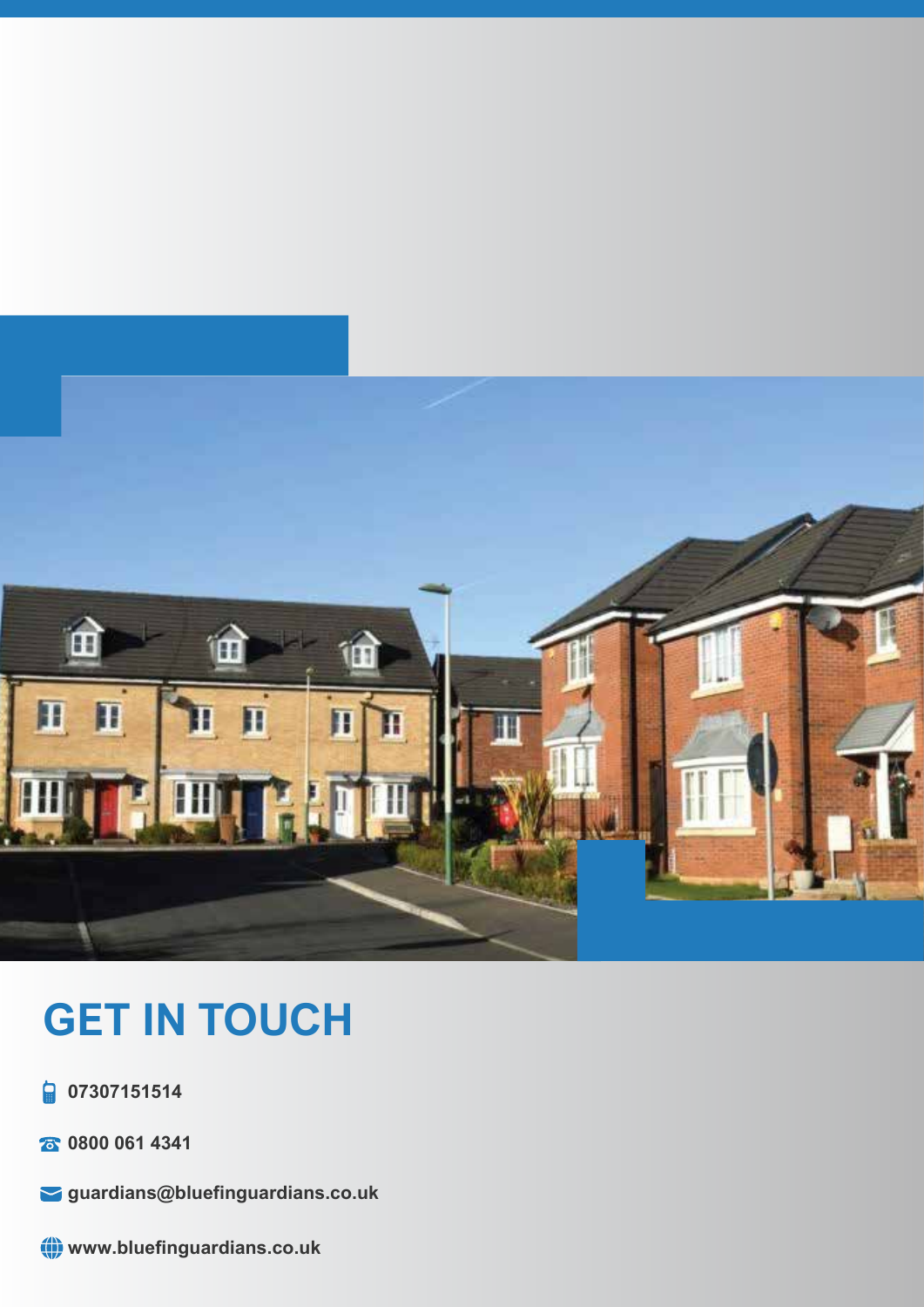## GET IN TOUCH

07307151514

0800 061 4341

guardians@bluefinguardians.co.uk

www.bluefinguardians.co.uk